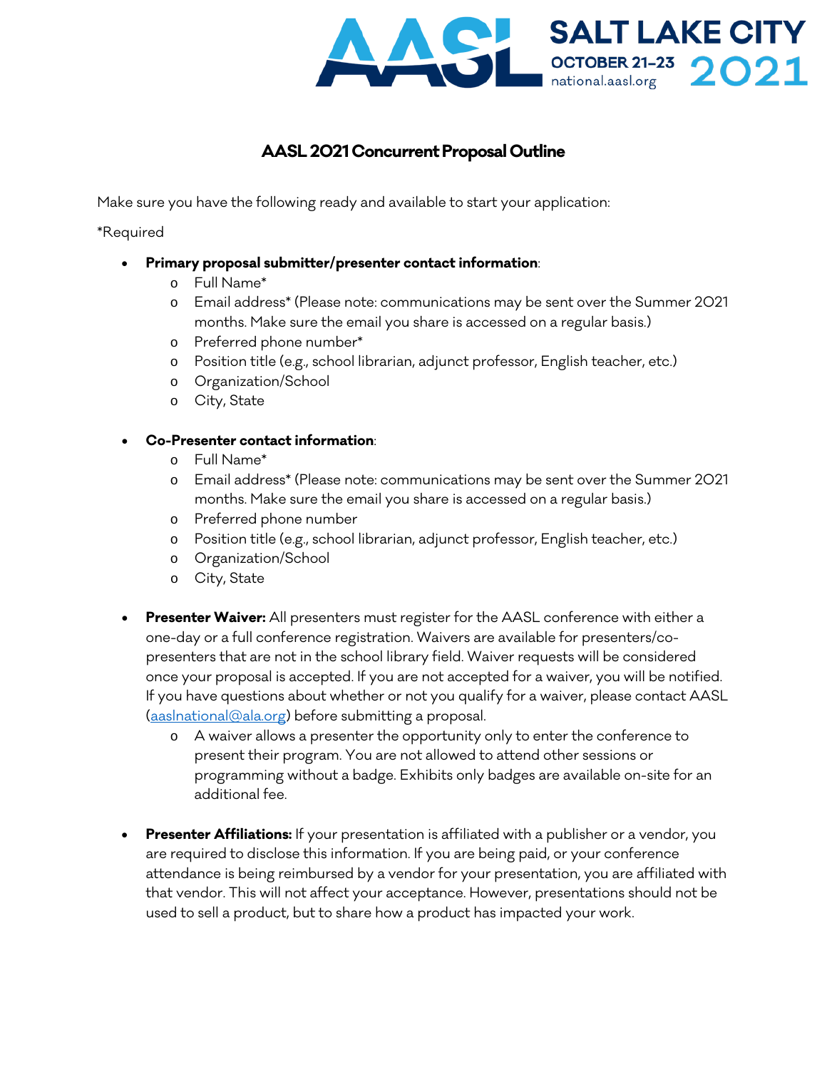AASL SALT LAKE CITY OCTOBER 21–23 2021 national.aasl.org

## AASL 2021 Concurrent Proposal Outline

Make sure you have the following ready and available to start your application:

*Required

- **Primary proposal submitter/presenter contact information**:
  - Full Name*
  - Email address* (Please note: communications may be sent over the Summer 2021 months. Make sure the email you share is accessed on a regular basis.)
  - Preferred phone number*
  - Position title (e.g., school librarian, adjunct professor, English teacher, etc.)
  - Organization/School
  - City, State

- **Co-Presenter contact information**:
  - Full Name*
  - Email address* (Please note: communications may be sent over the Summer 2021 months. Make sure the email you share is accessed on a regular basis.)
  - Preferred phone number
  - Position title (e.g., school librarian, adjunct professor, English teacher, etc.)
  - Organization/School
  - City, State

- **Presenter Waiver:** All presenters must register for the AASL conference with either a one-day or a full conference registration. Waivers are available for presenters/co-presenters that are not in the school library field. Waiver requests will be considered once your proposal is accepted. If you are not accepted for a waiver, you will be notified. If you have questions about whether or not you qualify for a waiver, please contact AASL (aaslnational@ala.org) before submitting a proposal.
  - A waiver allows a presenter the opportunity only to enter the conference to present their program. You are not allowed to attend other sessions or programming without a badge. Exhibits only badges are available on-site for an additional fee.

- **Presenter Affiliations:** If your presentation is affiliated with a publisher or a vendor, you are required to disclose this information. If you are being paid, or your conference attendance is being reimbursed by a vendor for your presentation, you are affiliated with that vendor. This will not affect your acceptance. However, presentations should not be used to sell a product, but to share how a product has impacted your work.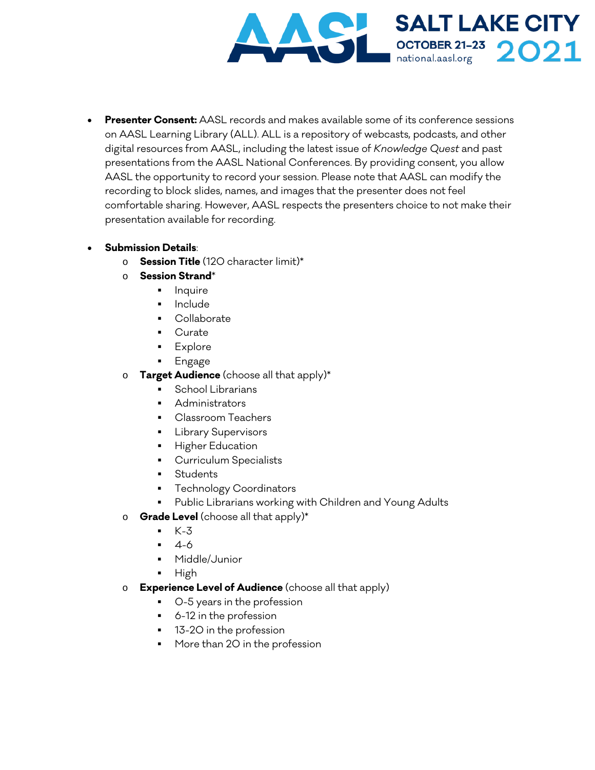- **Presenter Consent:** AASL records and makes available some of its conference sessions on AASL Learning Library (ALL). ALL is a repository of webcasts, podcasts, and other digital resources from AASL, including the latest issue of *Knowledge Quest* and past presentations from the AASL National Conferences. By providing consent, you allow AASL the opportunity to record your session. Please note that AASL can modify the recording to block slides, names, and images that the presenter does not feel comfortable sharing. However, AASL respects the presenters choice to not make their presentation available for recording.

- **Submission Details**:
  - **Session Title** (120 character limit)*
  - **Session Strand***
    - Inquire
    - Include
    - Collaborate
    - Curate
    - Explore
    - Engage
  - **Target Audience** (choose all that apply)*
    - School Librarians
    - Administrators
    - Classroom Teachers
    - Library Supervisors
    - Higher Education
    - Curriculum Specialists
    - Students
    - Technology Coordinators
    - Public Librarians working with Children and Young Adults
  - **Grade Level** (choose all that apply)*
    - K-3
    - 4-6
    - Middle/Junior
    - High
  - **Experience Level of Audience** (choose all that apply)
    - 0-5 years in the profession
    - 6-12 in the profession
    - 13-20 in the profession
    - More than 20 in the profession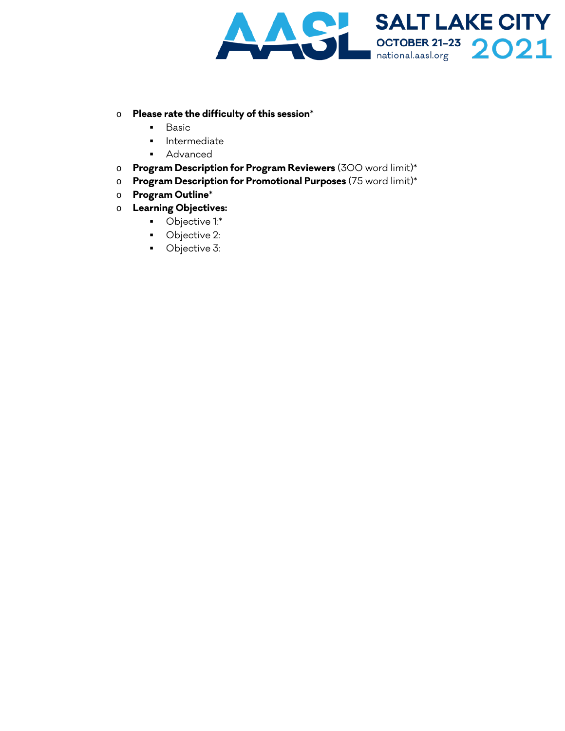- **Please rate the difficulty of this session***
  - Basic
  - Intermediate
  - Advanced
- **Program Description for Program Reviewers** (300 word limit)*
- **Program Description for Promotional Purposes** (75 word limit)*
- **Program Outline***
- **Learning Objectives:**
  - Objective 1:*
  - Objective 2:
  - Objective 3: